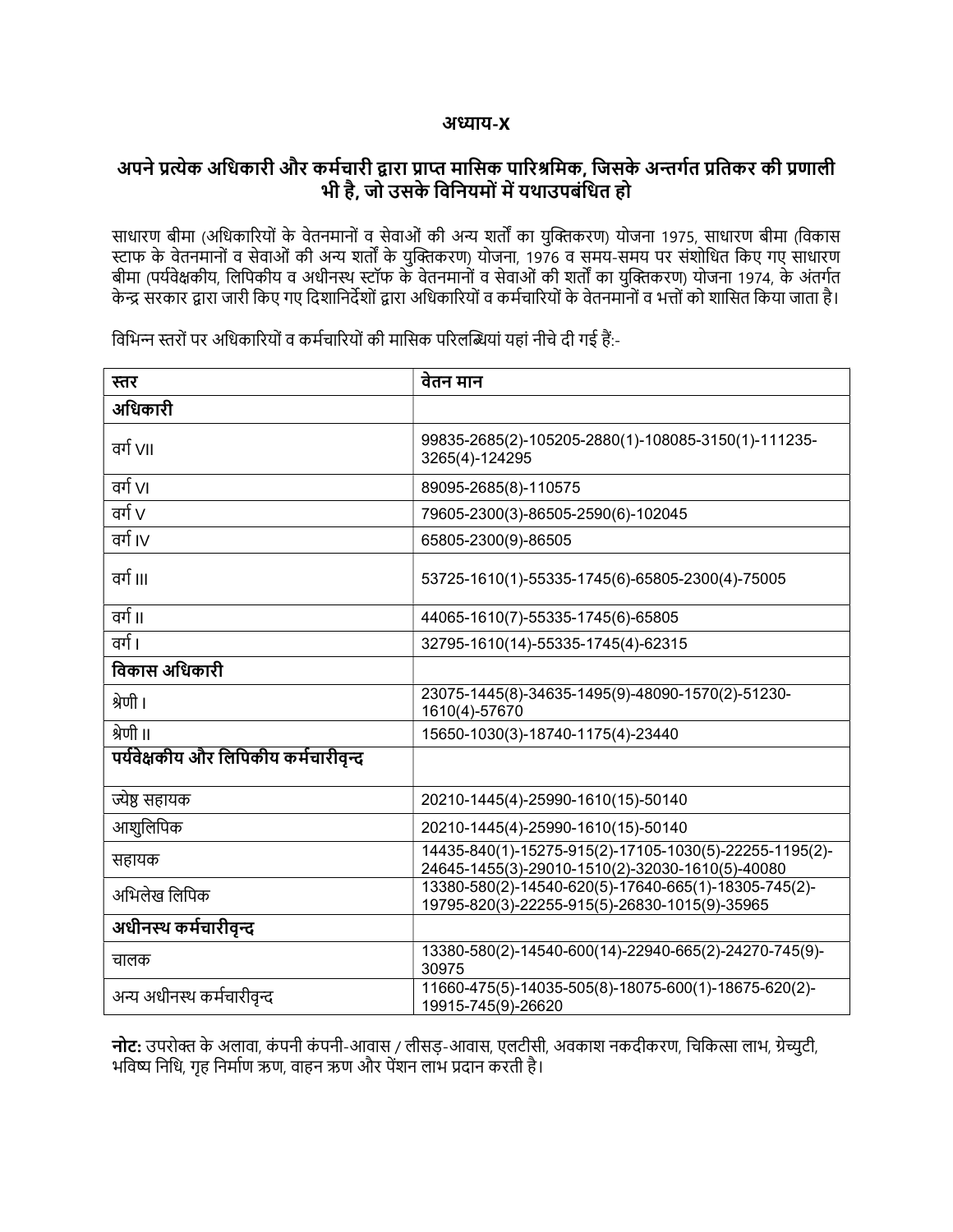# अध्याय-X

## अपने प्रत्येक अधिकारी और कर्मचारी द्वारा प्राप्त मासिक पारिश्रमिक, जिसके अन्तर्गत प्रतिकर की प्रणाली भी है, जो उसके विनियमों में यथाउपबंधित हो

साधारण बीमा (अधिकारियों के वेतनमानों व सेवाओं की अन्य शर्तों का युक्तिकरण) योजना 1975, साधारण बीमा (विकास स्टाफ के वेतनमानों व सेवाओं की अन्य शर्तों के युक्तिकरण) योजना, 1976 व समय-समय पर संशोधित किए गए साधारण बीमा (पर्यवेक्षकीय, लिपिकीय व अधीनस्थ स्टॉफ के वेतनमानों व सेवाओं की शर्तों का युक्तिकरण) योजना 1974, के अंतर्गत केन्द्र सरकार द्वारा जारी किए गए दिशानिर्देशों द्वारा अधिकारियों व कर्मचारियों के वेतनमानों व भत्तों को शासित किया जाता है।

विभिन्न स्तरों पर अधिकारियों व कर्मचारियों की मासिक परिलब्धियां यहां नीचे दी गई हैं:-

| स्तर | वेतन मान |
|---|---|
| **अधिकारी** | |
| वर्ग VII | 99835-2685(2)-105205-2880(1)-108085-3150(1)-111235-3265(4)-124295 |
| वर्ग VI | 89095-2685(8)-110575 |
| वर्ग V | 79605-2300(3)-86505-2590(6)-102045 |
| वर्ग IV | 65805-2300(9)-86505 |
| वर्ग III | 53725-1610(1)-55335-1745(6)-65805-2300(4)-75005 |
| वर्ग II | 44065-1610(7)-55335-1745(6)-65805 |
| वर्ग I | 32795-1610(14)-55335-1745(4)-62315 |
| **विकास अधिकारी** | |
| श्रेणी I | 23075-1445(8)-34635-1495(9)-48090-1570(2)-51230-1610(4)-57670 |
| श्रेणी II | 15650-1030(3)-18740-1175(4)-23440 |
| **पर्यवेक्षकीय और लिपिकीय कर्मचारीवृन्द** | |
| ज्येष्ठ सहायक | 20210-1445(4)-25990-1610(15)-50140 |
| आशुलिपिक | 20210-1445(4)-25990-1610(15)-50140 |
| सहायक | 14435-840(1)-15275-915(2)-17105-1030(5)-22255-1195(2)-24645-1455(3)-29010-1510(2)-32030-1610(5)-40080 |
| अभिलेख लिपिक | 13380-580(2)-14540-620(5)-17640-665(1)-18305-745(2)-19795-820(3)-22255-915(5)-26830-1015(9)-35965 |
| **अधीनस्थ कर्मचारीवृन्द** | |
| चालक | 13380-580(2)-14540-600(14)-22940-665(2)-24270-745(9)-30975 |
| अन्य अधीनस्थ कर्मचारीवृन्द | 11660-475(5)-14035-505(8)-18075-600(1)-18675-620(2)-19915-745(9)-26620 |

**नोट:** उपरोक्त के अलावा, कंपनी कंपनी-आवास / लीसड़-आवास, एलटीसी, अवकाश नकदीकरण, चिकित्सा लाभ, ग्रेच्युटी, भविष्य निधि, गृह निर्माण ऋण, वाहन ऋण और पेंशन लाभ प्रदान करती है।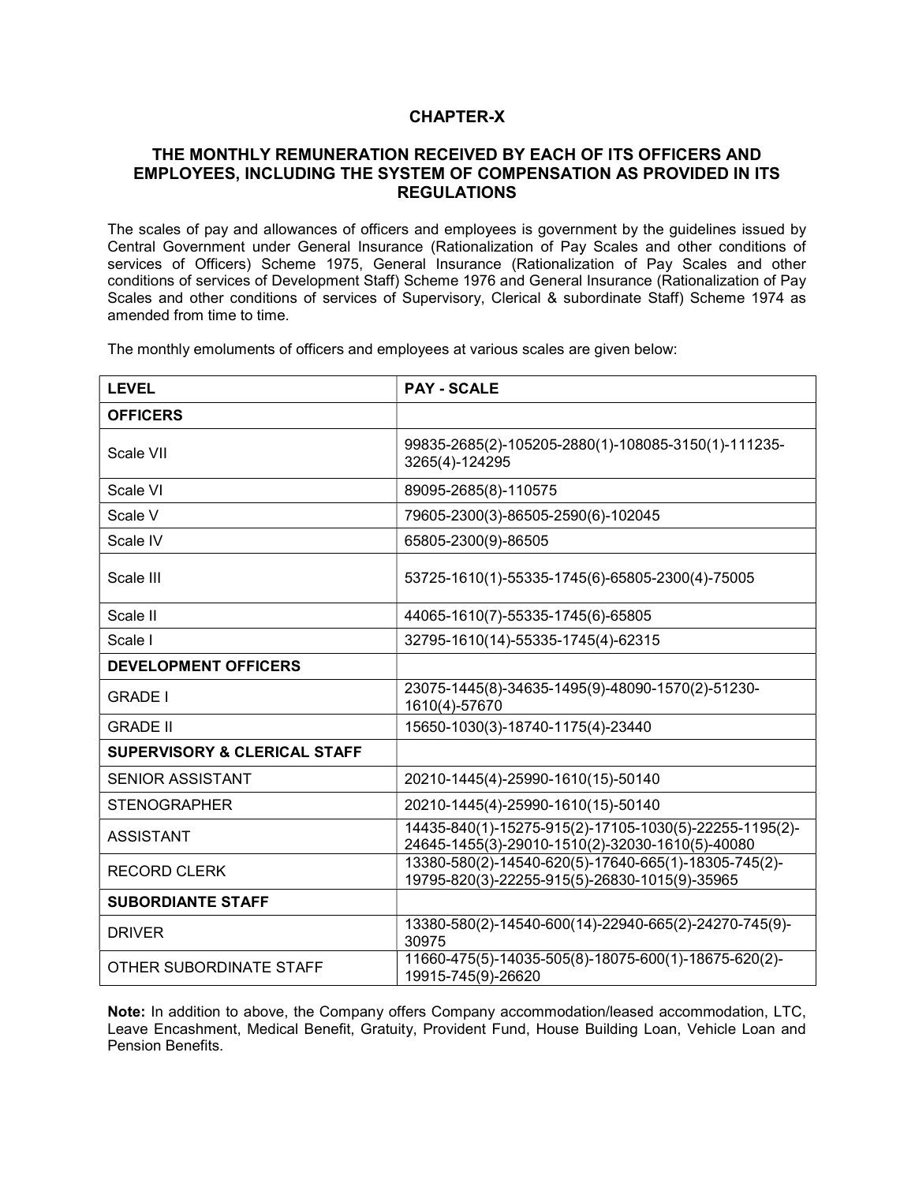## CHAPTER-X

### THE MONTHLY REMUNERATION RECEIVED BY EACH OF ITS OFFICERS AND EMPLOYEES, INCLUDING THE SYSTEM OF COMPENSATION AS PROVIDED IN ITS REGULATIONS

The scales of pay and allowances of officers and employees is government by the guidelines issued by Central Government under General Insurance (Rationalization of Pay Scales and other conditions of services of Officers) Scheme 1975, General Insurance (Rationalization of Pay Scales and other conditions of services of Development Staff) Scheme 1976 and General Insurance (Rationalization of Pay Scales and other conditions of services of Supervisory, Clerical & subordinate Staff) Scheme 1974 as amended from time to time.

The monthly emoluments of officers and employees at various scales are given below:

| LEVEL | PAY - SCALE |
|---|---|
| **OFFICERS** | |
| Scale VII | 99835-2685(2)-105205-2880(1)-108085-3150(1)-111235-3265(4)-124295 |
| Scale VI | 89095-2685(8)-110575 |
| Scale V | 79605-2300(3)-86505-2590(6)-102045 |
| Scale IV | 65805-2300(9)-86505 |
| Scale III | 53725-1610(1)-55335-1745(6)-65805-2300(4)-75005 |
| Scale II | 44065-1610(7)-55335-1745(6)-65805 |
| Scale I | 32795-1610(14)-55335-1745(4)-62315 |
| **DEVELOPMENT OFFICERS** | |
| GRADE I | 23075-1445(8)-34635-1495(9)-48090-1570(2)-51230-1610(4)-57670 |
| GRADE II | 15650-1030(3)-18740-1175(4)-23440 |
| **SUPERVISORY & CLERICAL STAFF** | |
| SENIOR ASSISTANT | 20210-1445(4)-25990-1610(15)-50140 |
| STENOGRAPHER | 20210-1445(4)-25990-1610(15)-50140 |
| ASSISTANT | 14435-840(1)-15275-915(2)-17105-1030(5)-22255-1195(2)-24645-1455(3)-29010-1510(2)-32030-1610(5)-40080 |
| RECORD CLERK | 13380-580(2)-14540-620(5)-17640-665(1)-18305-745(2)-19795-820(3)-22255-915(5)-26830-1015(9)-35965 |
| **SUBORDIANTE STAFF** | |
| DRIVER | 13380-580(2)-14540-600(14)-22940-665(2)-24270-745(9)-30975 |
| OTHER SUBORDINATE STAFF | 11660-475(5)-14035-505(8)-18075-600(1)-18675-620(2)-19915-745(9)-26620 |

**Note:** In addition to above, the Company offers Company accommodation/leased accommodation, LTC, Leave Encashment, Medical Benefit, Gratuity, Provident Fund, House Building Loan, Vehicle Loan and Pension Benefits.